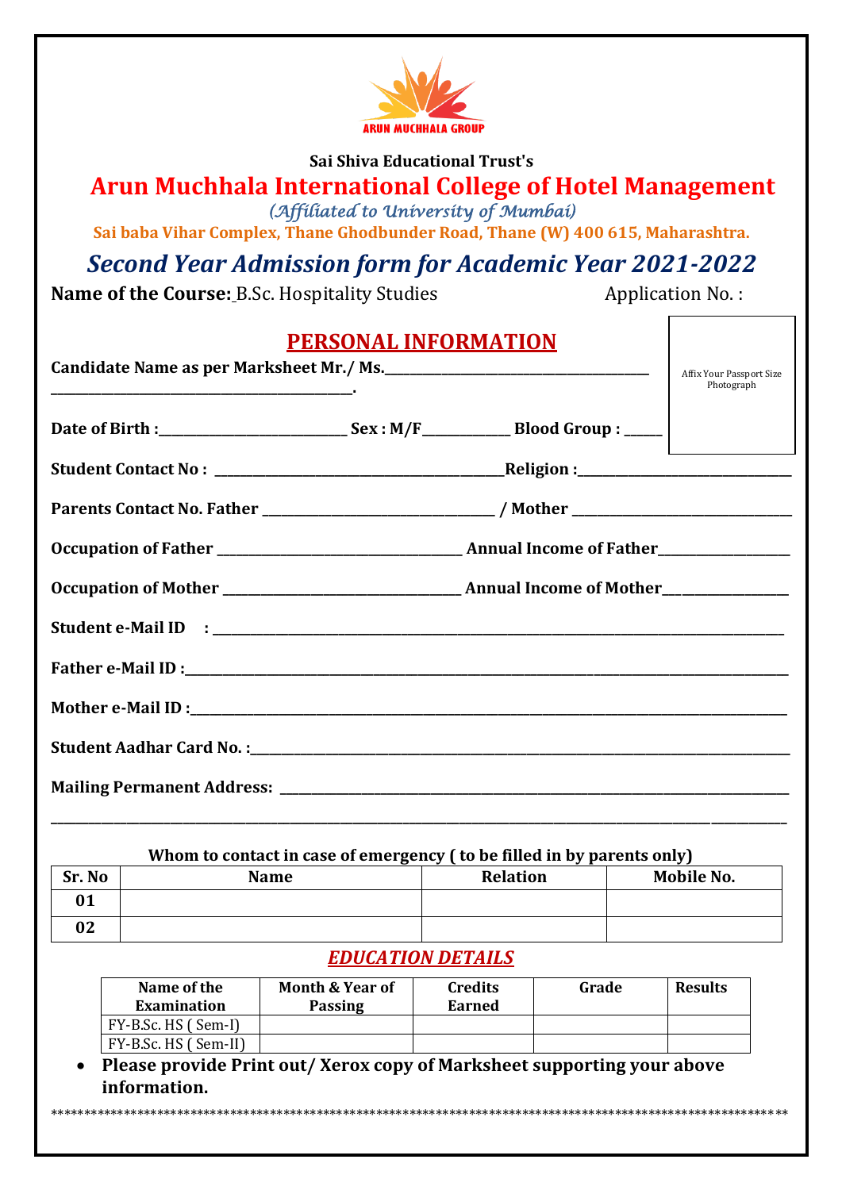ARUN MUCHHALA GROUP

**Sai Shiva Educational Trust's**

# Arun Muchhala International College of Hotel Management

*(Affiliated to University of Mumbai)*

**Sai baba Vihar Complex, Thane Ghodbunder Road, Thane (W) 400 615, Maharashtra.**

## *Second Year Admission form for Academic Year 2021-2022*

**Name of the Course:** B.Sc. Hospitality Studies Application No. :

## PERSONAL INFORMATION

Affix Your Passport Size Photograph

**Candidate Name as per Marksheet Mr./ Ms.**______________________________________ ________________________________________.

**Date of Birth :**_________________________ **Sex : M/F**___________ **Blood Group :** _____

**Student Contact No :** ______________________________________**Religion :**_____________________________

**Parents Contact No. Father** ______________________________ / **Mother** _____________________________

**Occupation of Father** _________________________________ **Annual Income of Father**__________________

**Occupation of Mother** ________________________________ **Annual Income of Mother**_________________

**Student e-Mail ID :** ________________________________________________________________________________

**Father e-Mail ID :**_____________________________________________________________________________

**Mother e-Mail ID :**____________________________________________________________________________

**Student Aadhar Card No. :**______________________________________________________________________

**Mailing Permanent Address:** ___________________________________________________________________ ______________________________________________________________________________________________

**Whom to contact in case of emergency ( to be filled in by parents only)**

| Sr. No | Name | Relation | Mobile No. |
|---|---|---|---|
| 01 | | | |
| 02 | | | |

## *EDUCATION DETAILS*

| Name of the Examination | Month & Year of Passing | Credits Earned | Grade | Results |
|---|---|---|---|---|
| FY-B.Sc. HS ( Sem-I) | | | | |
| FY-B.Sc. HS ( Sem-II) | | | | |

- **Please provide Print out/ Xerox copy of Marksheet supporting your above information.**

*****************************************************************************************************************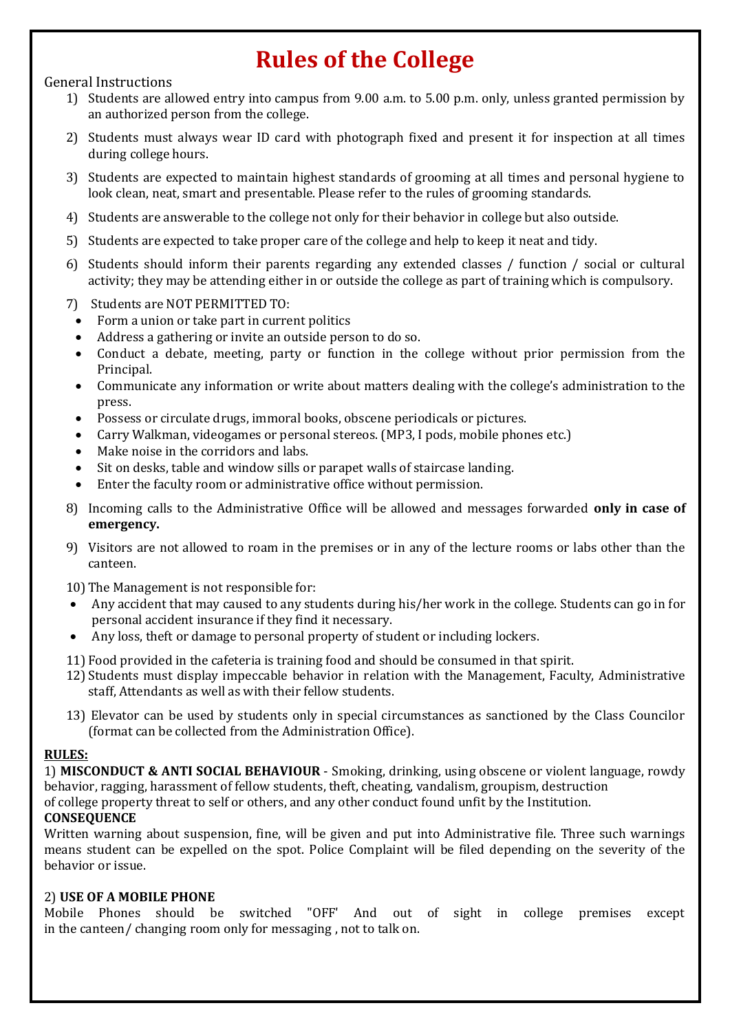# Rules of the College

General Instructions

1) Students are allowed entry into campus from 9.00 a.m. to 5.00 p.m. only, unless granted permission by an authorized person from the college.
2) Students must always wear ID card with photograph fixed and present it for inspection at all times during college hours.
3) Students are expected to maintain highest standards of grooming at all times and personal hygiene to look clean, neat, smart and presentable. Please refer to the rules of grooming standards.
4) Students are answerable to the college not only for their behavior in college but also outside.
5) Students are expected to take proper care of the college and help to keep it neat and tidy.
6) Students should inform their parents regarding any extended classes / function / social or cultural activity; they may be attending either in or outside the college as part of training which is compulsory.
7) Students are NOT PERMITTED TO:
   - Form a union or take part in current politics
   - Address a gathering or invite an outside person to do so.
   - Conduct a debate, meeting, party or function in the college without prior permission from the Principal.
   - Communicate any information or write about matters dealing with the college's administration to the press.
   - Possess or circulate drugs, immoral books, obscene periodicals or pictures.
   - Carry Walkman, videogames or personal stereos. (MP3, I pods, mobile phones etc.)
   - Make noise in the corridors and labs.
   - Sit on desks, table and window sills or parapet walls of staircase landing.
   - Enter the faculty room or administrative office without permission.
8) Incoming calls to the Administrative Office will be allowed and messages forwarded **only in case of emergency.**
9) Visitors are not allowed to roam in the premises or in any of the lecture rooms or labs other than the canteen.
10) The Management is not responsible for:
    - Any accident that may caused to any students during his/her work in the college. Students can go in for personal accident insurance if they find it necessary.
    - Any loss, theft or damage to personal property of student or including lockers.
11) Food provided in the cafeteria is training food and should be consumed in that spirit.
12) Students must display impeccable behavior in relation with the Management, Faculty, Administrative staff, Attendants as well as with their fellow students.
13) Elevator can be used by students only in special circumstances as sanctioned by the Class Councilor (format can be collected from the Administration Office).

**RULES:**

1) **MISCONDUCT & ANTI SOCIAL BEHAVIOUR** - Smoking, drinking, using obscene or violent language, rowdy behavior, ragging, harassment of fellow students, theft, cheating, vandalism, groupism, destruction of college property threat to self or others, and any other conduct found unfit by the Institution.

**CONSEQUENCE**

Written warning about suspension, fine, will be given and put into Administrative file. Three such warnings means student can be expelled on the spot. Police Complaint will be filed depending on the severity of the behavior or issue.

2) **USE OF A MOBILE PHONE**

Mobile Phones should be switched "OFF' And out of sight in college premises except in the canteen/ changing room only for messaging , not to talk on.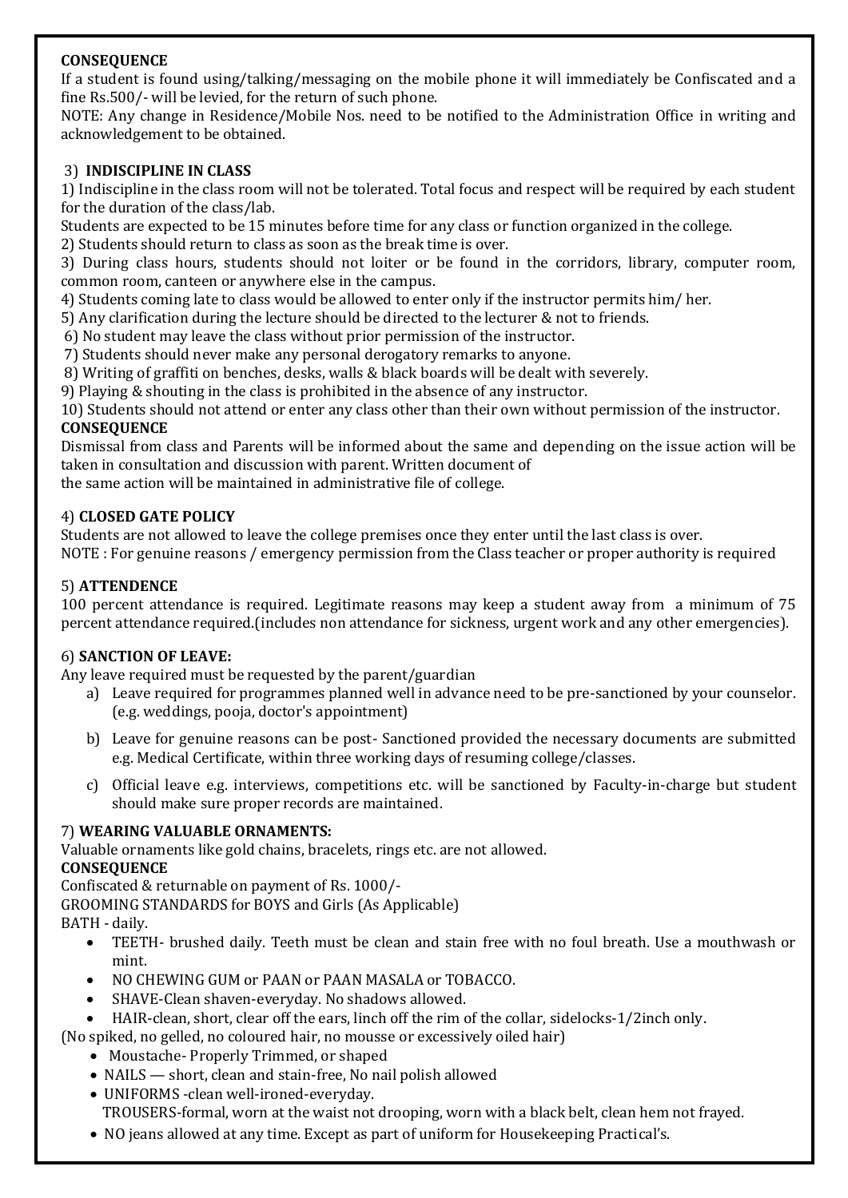**CONSEQUENCE**

If a student is found using/talking/messaging on the mobile phone it will immediately be Confiscated and a fine Rs.500/- will be levied, for the return of such phone.

NOTE: Any change in Residence/Mobile Nos. need to be notified to the Administration Office in writing and acknowledgement to be obtained.

3) **INDISCIPLINE IN CLASS**

1) Indiscipline in the class room will not be tolerated. Total focus and respect will be required by each student for the duration of the class/lab.

Students are expected to be 15 minutes before time for any class or function organized in the college.

2) Students should return to class as soon as the break time is over.

3) During class hours, students should not loiter or be found in the corridors, library, computer room, common room, canteen or anywhere else in the campus.

4) Students coming late to class would be allowed to enter only if the instructor permits him/ her.

5) Any clarification during the lecture should be directed to the lecturer & not to friends.

6) No student may leave the class without prior permission of the instructor.

7) Students should never make any personal derogatory remarks to anyone.

8) Writing of graffiti on benches, desks, walls & black boards will be dealt with severely.

9) Playing & shouting in the class is prohibited in the absence of any instructor.

10) Students should not attend or enter any class other than their own without permission of the instructor.

**CONSEQUENCE**

Dismissal from class and Parents will be informed about the same and depending on the issue action will be taken in consultation and discussion with parent. Written document of
the same action will be maintained in administrative file of college.

4) **CLOSED GATE POLICY**

Students are not allowed to leave the college premises once they enter until the last class is over.

NOTE : For genuine reasons / emergency permission from the Class teacher or proper authority is required

5) **ATTENDENCE**

100 percent attendance is required. Legitimate reasons may keep a student away from a minimum of 75 percent attendance required.(includes non attendance for sickness, urgent work and any other emergencies).

6) **SANCTION OF LEAVE:**

Any leave required must be requested by the parent/guardian

a) Leave required for programmes planned well in advance need to be pre-sanctioned by your counselor. (e.g. weddings, pooja, doctor's appointment)

b) Leave for genuine reasons can be post- Sanctioned provided the necessary documents are submitted e.g. Medical Certificate, within three working days of resuming college/classes.

c) Official leave e.g. interviews, competitions etc. will be sanctioned by Faculty-in-charge but student should make sure proper records are maintained.

7) **WEARING VALUABLE ORNAMENTS:**

Valuable ornaments like gold chains, bracelets, rings etc. are not allowed.

**CONSEQUENCE**

Confiscated & returnable on payment of Rs. 1000/-

GROOMING STANDARDS for BOYS and Girls (As Applicable)

BATH - daily.

- TEETH- brushed daily. Teeth must be clean and stain free with no foul breath. Use a mouthwash or mint.
- NO CHEWING GUM or PAAN or PAAN MASALA or TOBACCO.
- SHAVE-Clean shaven-everyday. No shadows allowed.
- HAIR-clean, short, clear off the ears, linch off the rim of the collar, sidelocks-1/2inch only.

(No spiked, no gelled, no coloured hair, no mousse or excessively oiled hair)

- Moustache- Properly Trimmed, or shaped
- NAILS — short, clean and stain-free, No nail polish allowed
- UNIFORMS -clean well-ironed-everyday.
  TROUSERS-formal, worn at the waist not drooping, worn with a black belt, clean hem not frayed.
- NO jeans allowed at any time. Except as part of uniform for Housekeeping Practical's.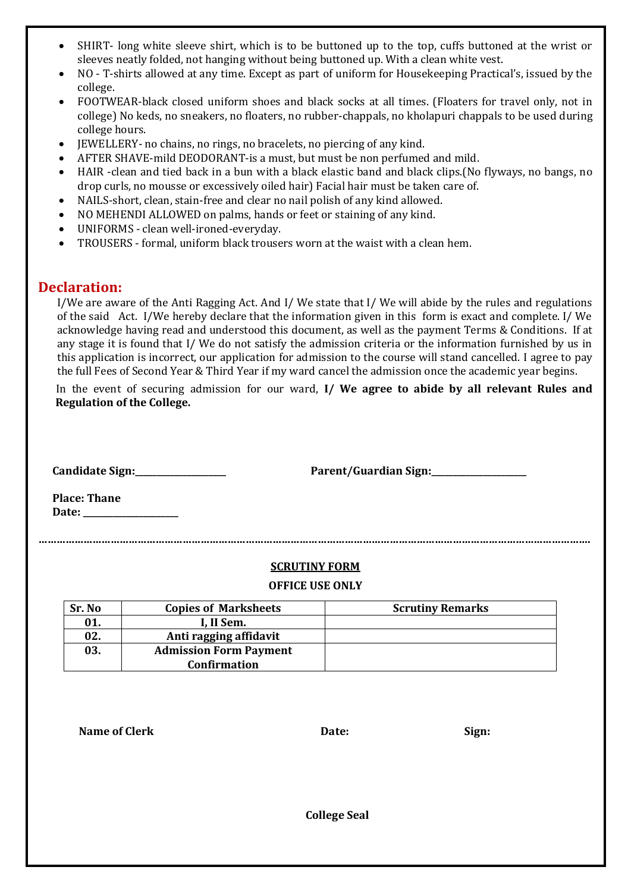- SHIRT- long white sleeve shirt, which is to be buttoned up to the top, cuffs buttoned at the wrist or sleeves neatly folded, not hanging without being buttoned up. With a clean white vest.
- NO - T-shirts allowed at any time. Except as part of uniform for Housekeeping Practical's, issued by the college.
- FOOTWEAR-black closed uniform shoes and black socks at all times. (Floaters for travel only, not in college) No keds, no sneakers, no floaters, no rubber-chappals, no kholapuri chappals to be used during college hours.
- JEWELLERY- no chains, no rings, no bracelets, no piercing of any kind.
- AFTER SHAVE-mild DEODORANT-is a must, but must be non perfumed and mild.
- HAIR -clean and tied back in a bun with a black elastic band and black clips.(No flyways, no bangs, no drop curls, no mousse or excessively oiled hair) Facial hair must be taken care of.
- NAILS-short, clean, stain-free and clear no nail polish of any kind allowed.
- NO MEHENDI ALLOWED on palms, hands or feet or staining of any kind.
- UNIFORMS - clean well-ironed-everyday.
- TROUSERS - formal, uniform black trousers worn at the waist with a clean hem.

## Declaration:

I/We are aware of the Anti Ragging Act. And I/ We state that I/ We will abide by the rules and regulations of the said Act. I/We hereby declare that the information given in this form is exact and complete. I/ We acknowledge having read and understood this document, as well as the payment Terms & Conditions. If at any stage it is found that I/ We do not satisfy the admission criteria or the information furnished by us in this application is incorrect, our application for admission to the course will stand cancelled. I agree to pay the full Fees of Second Year & Third Year if my ward cancel the admission once the academic year begins.

In the event of securing admission for our ward, **I/ We agree to abide by all relevant Rules and Regulation of the College.**

**Candidate Sign:____________________** **Parent/Guardian Sign:____________________**

**Place: Thane**
**Date: ____________________**

……………………………………………………………………………………………………………………………………………………………

**SCRUTINY FORM**

**OFFICE USE ONLY**

| Sr. No | Copies of Marksheets | Scrutiny Remarks |
|---|---|---|
| 01. | I, II Sem. | |
| 02. | Anti ragging affidavit | |
| 03. | Admission Form Payment Confirmation | |

**Name of Clerk** **Date:** **Sign:**

**College Seal**